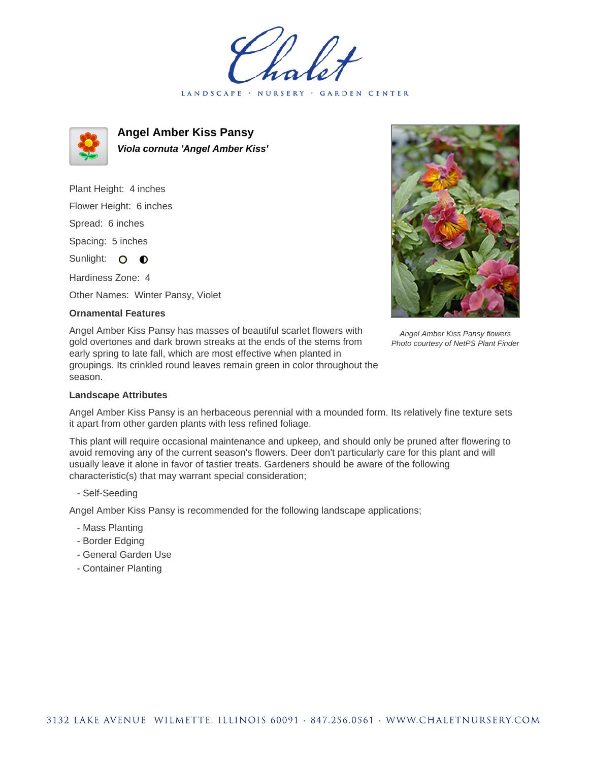# Chalet

LANDSCAPE · NURSERY · GARDEN CENTER

## Angel Amber Kiss Pansy

***Viola cornuta 'Angel Amber Kiss'***

Plant Height: 4 inches

Flower Height: 6 inches

Spread: 6 inches

Spacing: 5 inches

Sunlight: ○ ◐

Hardiness Zone: 4

Other Names: Winter Pansy, Violet

*Angel Amber Kiss Pansy flowers*
*Photo courtesy of NetPS Plant Finder*

### Ornamental Features

Angel Amber Kiss Pansy has masses of beautiful scarlet flowers with gold overtones and dark brown streaks at the ends of the stems from early spring to late fall, which are most effective when planted in groupings. Its crinkled round leaves remain green in color throughout the season.

### Landscape Attributes

Angel Amber Kiss Pansy is an herbaceous perennial with a mounded form. Its relatively fine texture sets it apart from other garden plants with less refined foliage.

This plant will require occasional maintenance and upkeep, and should only be pruned after flowering to avoid removing any of the current season's flowers. Deer don't particularly care for this plant and will usually leave it alone in favor of tastier treats. Gardeners should be aware of the following characteristic(s) that may warrant special consideration;

- Self-Seeding

Angel Amber Kiss Pansy is recommended for the following landscape applications;

- Mass Planting
- Border Edging
- General Garden Use
- Container Planting

3132 LAKE AVENUE WILMETTE, ILLINOIS 60091 · 847.256.0561 · WWW.CHALETNURSERY.COM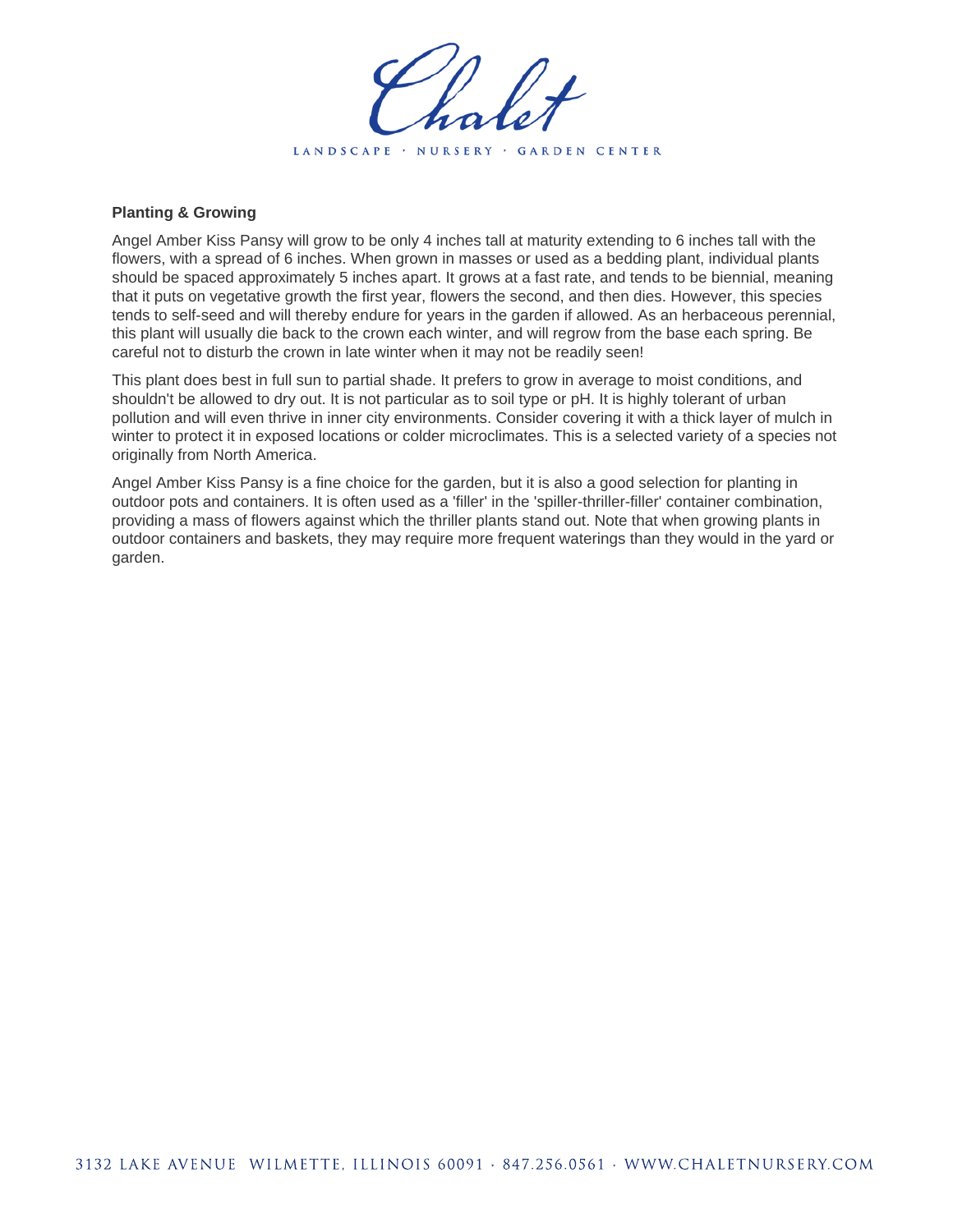**Planting & Growing**

Angel Amber Kiss Pansy will grow to be only 4 inches tall at maturity extending to 6 inches tall with the flowers, with a spread of 6 inches. When grown in masses or used as a bedding plant, individual plants should be spaced approximately 5 inches apart. It grows at a fast rate, and tends to be biennial, meaning that it puts on vegetative growth the first year, flowers the second, and then dies. However, this species tends to self-seed and will thereby endure for years in the garden if allowed. As an herbaceous perennial, this plant will usually die back to the crown each winter, and will regrow from the base each spring. Be careful not to disturb the crown in late winter when it may not be readily seen!

This plant does best in full sun to partial shade. It prefers to grow in average to moist conditions, and shouldn't be allowed to dry out. It is not particular as to soil type or pH. It is highly tolerant of urban pollution and will even thrive in inner city environments. Consider covering it with a thick layer of mulch in winter to protect it in exposed locations or colder microclimates. This is a selected variety of a species not originally from North America.

Angel Amber Kiss Pansy is a fine choice for the garden, but it is also a good selection for planting in outdoor pots and containers. It is often used as a 'filler' in the 'spiller-thriller-filler' container combination, providing a mass of flowers against which the thriller plants stand out. Note that when growing plants in outdoor containers and baskets, they may require more frequent waterings than they would in the yard or garden.